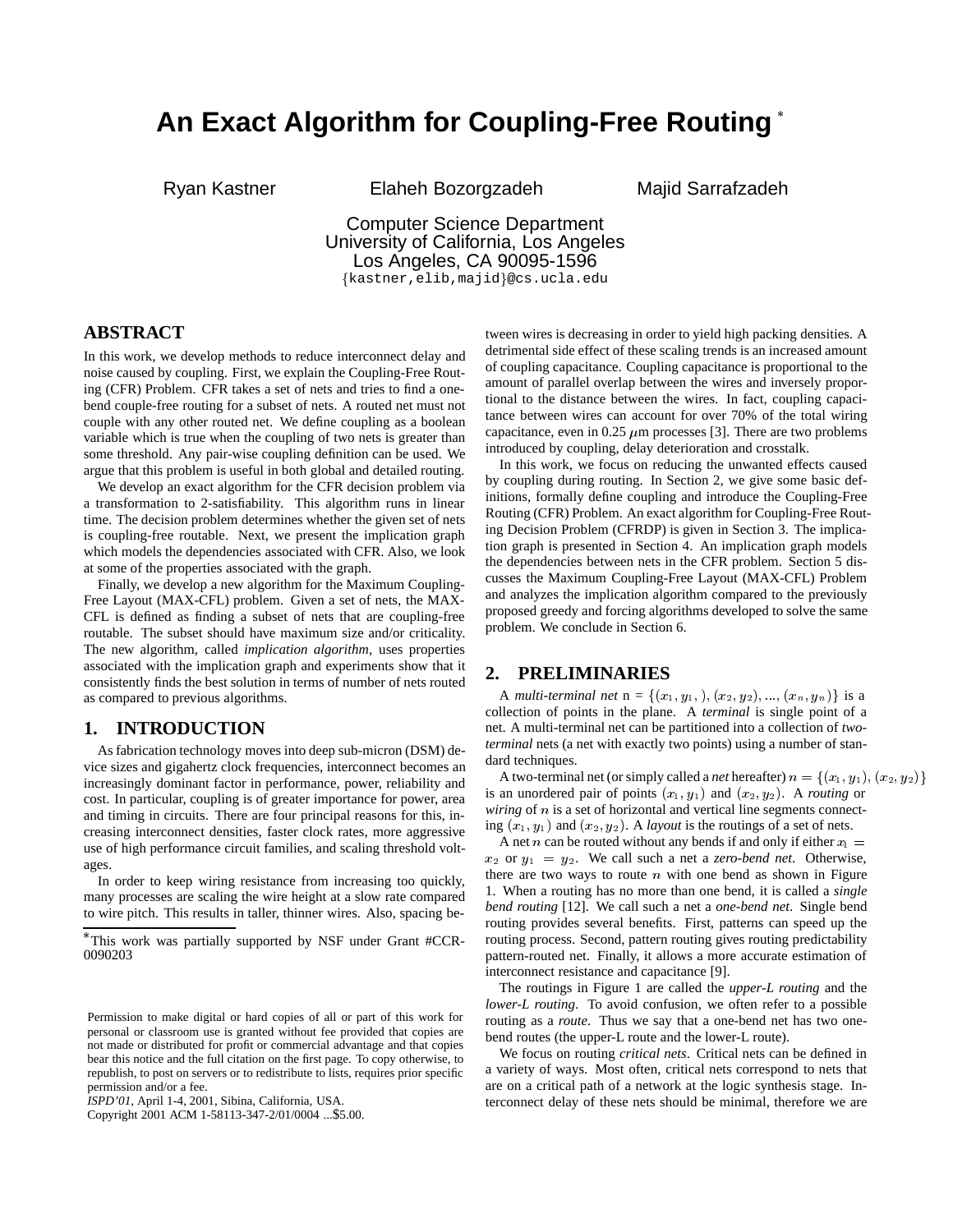# An Exact Algorithm for Coupling-Free Routing *

Ryan Kastner Elaheh Bozorgzadeh Majid Sarrafzadeh

Computer Science Department
University of California, Los Angeles
Los Angeles, CA 90095-1596
{kastner,elib,majid}@cs.ucla.edu

## ABSTRACT

In this work, we develop methods to reduce interconnect delay and noise caused by coupling. First, we explain the Coupling-Free Routing (CFR) Problem. CFR takes a set of nets and tries to find a one-bend couple-free routing for a subset of nets. A routed net must not couple with any other routed net. We define coupling as a boolean variable which is true when the coupling of two nets is greater than some threshold. Any pair-wise coupling definition can be used. We argue that this problem is useful in both global and detailed routing.

We develop an exact algorithm for the CFR decision problem via a transformation to 2-satisfiability. This algorithm runs in linear time. The decision problem determines whether the given set of nets is coupling-free routable. Next, we present the implication graph which models the dependencies associated with CFR. Also, we look at some of the properties associated with the graph.

Finally, we develop a new algorithm for the Maximum Coupling-Free Layout (MAX-CFL) problem. Given a set of nets, the MAX-CFL is defined as finding a subset of nets that are coupling-free routable. The subset should have maximum size and/or criticality. The new algorithm, called *implication algorithm*, uses properties associated with the implication graph and experiments show that it consistently finds the best solution in terms of number of nets routed as compared to previous algorithms.

## 1. INTRODUCTION

As fabrication technology moves into deep sub-micron (DSM) device sizes and gigahertz clock frequencies, interconnect becomes an increasingly dominant factor in performance, power, reliability and cost. In particular, coupling is of greater importance for power, area and timing in circuits. There are four principal reasons for this, increasing interconnect densities, faster clock rates, more aggressive use of high performance circuit families, and scaling threshold voltages.

In order to keep wiring resistance from increasing too quickly, many processes are scaling the wire height at a slow rate compared to wire pitch. This results in taller, thinner wires. Also, spacing between wires is decreasing in order to yield high packing densities. A detrimental side effect of these scaling trends is an increased amount of coupling capacitance. Coupling capacitance is proportional to the amount of parallel overlap between the wires and inversely proportional to the distance between the wires. In fact, coupling capacitance between wires can account for over 70% of the total wiring capacitance, even in 0.25 $\mu$m processes [3]. There are two problems introduced by coupling, delay deterioration and crosstalk.

In this work, we focus on reducing the unwanted effects caused by coupling during routing. In Section 2, we give some basic definitions, formally define coupling and introduce the Coupling-Free Routing (CFR) Problem. An exact algorithm for Coupling-Free Routing Decision Problem (CFRDP) is given in Section 3. The implication graph is presented in Section 4. An implication graph models the dependencies between nets in the CFR problem. Section 5 discusses the Maximum Coupling-Free Layout (MAX-CFL) Problem and analyzes the implication algorithm compared to the previously proposed greedy and forcing algorithms developed to solve the same problem. We conclude in Section 6.

## 2. PRELIMINARIES

A *multi-terminal net* n = $\{(x_1, y_1, ), (x_2, y_2), ..., (x_n, y_n)\}$ is a collection of points in the plane. A *terminal* is single point of a net. A multi-terminal net can be partitioned into a collection of *two-terminal* nets (a net with exactly two points) using a number of standard techniques.

A two-terminal net (or simply called a *net* hereafter) $n = \{(x_1, y_1), (x_2, y_2)\}$ is an unordered pair of points $(x_1, y_1)$ and $(x_2, y_2)$. A *routing* or *wiring* of $n$ is a set of horizontal and vertical line segments connecting $(x_1, y_1)$ and $(x_2, y_2)$. A *layout* is the routings of a set of nets.

A net $n$ can be routed without any bends if and only if either $x_1 = x_2$ or $y_1 = y_2$. We call such a net a *zero-bend net*. Otherwise, there are two ways to route $n$ with one bend as shown in Figure 1. When a routing has no more than one bend, it is called a *single bend routing* [12]. We call such a net a *one-bend net*. Single bend routing provides several benefits. First, patterns can speed up the routing process. Second, pattern routing gives routing predictability pattern-routed net. Finally, it allows a more accurate estimation of interconnect resistance and capacitance [9].

The routings in Figure 1 are called the *upper-L routing* and the *lower-L routing*. To avoid confusion, we often refer to a possible routing as a *route*. Thus we say that a one-bend net has two one-bend routes (the upper-L route and the lower-L route).

We focus on routing *critical nets*. Critical nets can be defined in a variety of ways. Most often, critical nets correspond to nets that are on a critical path of a network at the logic synthesis stage. Interconnect delay of these nets should be minimal, therefore we are

*This work was partially supported by NSF under Grant #CCR-0090203

Permission to make digital or hard copies of all or part of this work for personal or classroom use is granted without fee provided that copies are not made or distributed for profit or commercial advantage and that copies bear this notice and the full citation on the first page. To copy otherwise, to republish, to post on servers or to redistribute to lists, requires prior specific permission and/or a fee.
*ISPD'01,* April 1-4, 2001, Sibina, California, USA.
Copyright 2001 ACM 1-58113-347-2/01/0004 ...$5.00.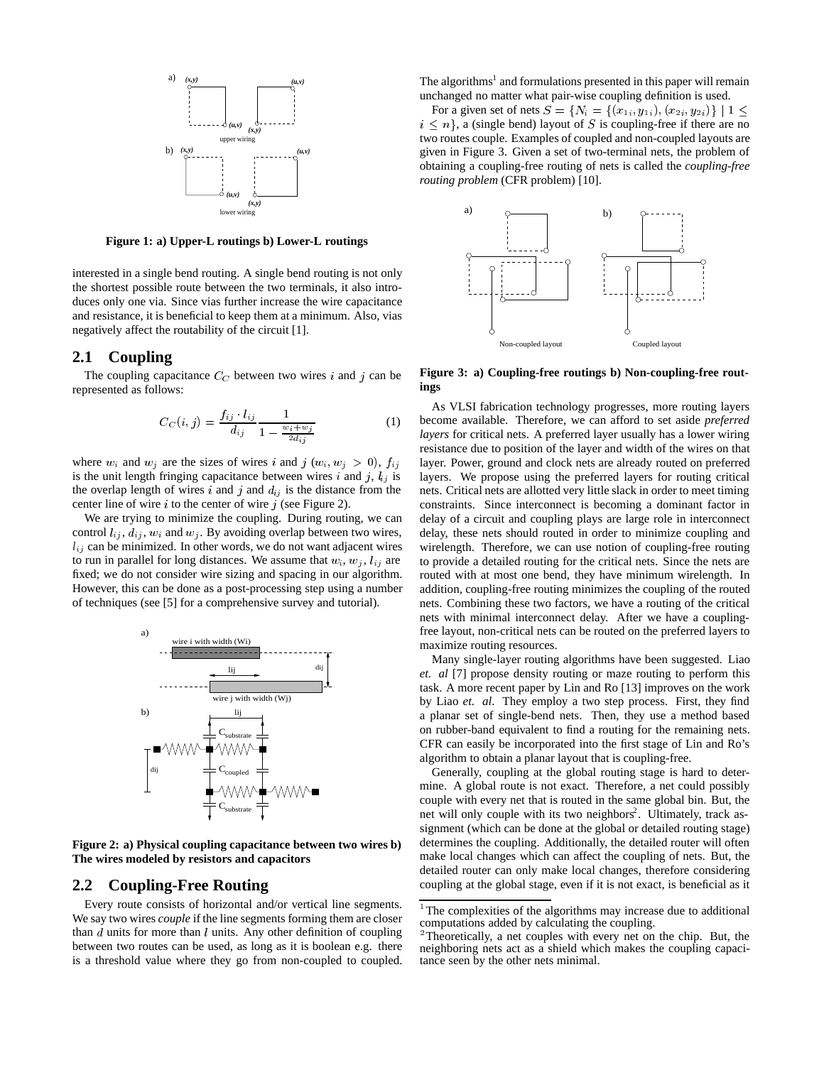Figure 1: a) Upper-L routings b) Lower-L routings

interested in a single bend routing. A single bend routing is not only the shortest possible route between the two terminals, it also introduces only one via. Since vias further increase the wire capacitance and resistance, it is beneficial to keep them at a minimum. Also, vias negatively affect the routability of the circuit [1].

## 2.1 Coupling

The coupling capacitance $C_C$ between two wires $i$ and $j$ can be represented as follows:

$$C_C(i,j) = \frac{f_{ij} \cdot l_{ij}}{d_{ij}} \frac{1}{1 - \frac{w_i + w_j}{2d_{ij}}} \quad (1)$$

where $w_i$ and $w_j$ are the sizes of wires $i$ and $j$ ($w_i, w_j > 0$), $f_{ij}$ is the unit length fringing capacitance between wires $i$ and $j$, $l_{ij}$ is the overlap length of wires $i$ and $j$ and $d_{ij}$ is the distance from the center line of wire $i$ to the center of wire $j$ (see Figure 2).

We are trying to minimize the coupling. During routing, we can control $l_{ij}$, $d_{ij}$, $w_i$ and $w_j$. By avoiding overlap between two wires, $l_{ij}$ can be minimized. In other words, we do not want adjacent wires to run in parallel for long distances. We assume that $w_i, w_j, l_{ij}$ are fixed; we do not consider wire sizing and spacing in our algorithm. However, this can be done as a post-processing step using a number of techniques (see [5] for a comprehensive survey and tutorial).

Figure 2: a) Physical coupling capacitance between two wires b) The wires modeled by resistors and capacitors

## 2.2 Coupling-Free Routing

Every route consists of horizontal and/or vertical line segments. We say two wires *couple* if the line segments forming them are closer than $d$ units for more than $l$ units. Any other definition of coupling between two routes can be used, as long as it is boolean e.g. there is a threshold value where they go from non-coupled to coupled. The algorithms[1] and formulations presented in this paper will remain unchanged no matter what pair-wise coupling definition is used.

For a given set of nets $S = \{N_i = \{(x_{1i}, y_{1i}), (x_{2i}, y_{2i})\} \mid 1 \leq i \leq n\}$, a (single bend) layout of $S$ is coupling-free if there are no two routes couple. Examples of coupled and non-coupled layouts are given in Figure 3. Given a set of two-terminal nets, the problem of obtaining a coupling-free routing of nets is called the *coupling-free routing problem* (CFR problem) [10].

Figure 3: a) Coupling-free routings b) Non-coupling-free routings

As VLSI fabrication technology progresses, more routing layers become available. Therefore, we can afford to set aside *preferred layers* for critical nets. A preferred layer usually has a lower wiring resistance due to position of the layer and width of the wires on that layer. Power, ground and clock nets are already routed on preferred layers. We propose using the preferred layers for routing critical nets. Critical nets are allotted very little slack in order to meet timing constraints. Since interconnect is becoming a dominant factor in delay of a circuit and coupling plays are large role in interconnect delay, these nets should routed in order to minimize coupling and wirelength. Therefore, we can use notion of coupling-free routing to provide a detailed routing for the critical nets. Since the nets are routed with at most one bend, they have minimum wirelength. In addition, coupling-free routing minimizes the coupling of the routed nets. Combining these two factors, we have a routing of the critical nets with minimal interconnect delay. After we have a coupling-free layout, non-critical nets can be routed on the preferred layers to maximize routing resources.

Many single-layer routing algorithms have been suggested. Liao *et. al* [7] propose density routing or maze routing to perform this task. A more recent paper by Lin and Ro [13] improves on the work by Liao *et. al*. They employ a two step process. First, they find a planar set of single-bend nets. Then, they use a method based on rubber-band equivalent to find a routing for the remaining nets. CFR can easily be incorporated into the first stage of Lin and Ro's algorithm to obtain a planar layout that is coupling-free.

Generally, coupling at the global routing stage is hard to determine. A global route is not exact. Therefore, a net could possibly couple with every net that is routed in the same global bin. But, the net will only couple with its two neighbors[2]. Ultimately, track assignment (which can be done at the global or detailed routing stage) determines the coupling. Additionally, the detailed router will often make local changes which can affect the coupling of nets. But, the detailed router can only make local changes, therefore considering coupling at the global stage, even if it is not exact, is beneficial as it

[1] The complexities of the algorithms may increase due to additional computations added by calculating the coupling.

[2] Theoretically, a net couples with every net on the chip. But, the neighboring nets act as a shield which makes the coupling capacitance seen by the other nets minimal.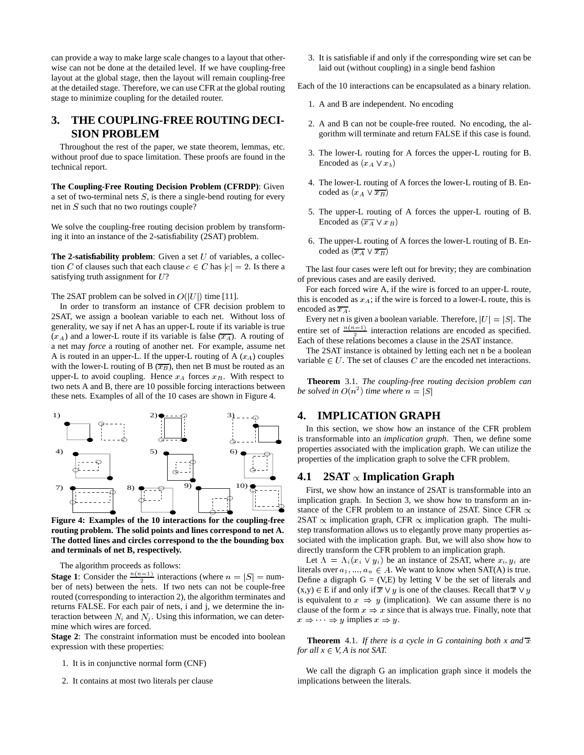can provide a way to make large scale changes to a layout that otherwise can not be done at the detailed level. If we have coupling-free layout at the global stage, then the layout will remain coupling-free at the detailed stage. Therefore, we can use CFR at the global routing stage to minimize coupling for the detailed router.

## 3. THE COUPLING-FREE ROUTING DECISION PROBLEM

Throughout the rest of the paper, we state theorem, lemmas, etc. without proof due to space limitation. These proofs are found in the technical report.

**The Coupling-Free Routing Decision Problem (CFRDP)**: Given a set of two-terminal nets $S$, is there a single-bend routing for every net in $S$ such that no two routings couple?

We solve the coupling-free routing decision problem by transforming it into an instance of the 2-satisfiability (2SAT) problem.

**The 2-satisfiability problem**: Given a set $U$ of variables, a collection $C$ of clauses such that each clause $c \in C$ has $|c| = 2$. Is there a satisfying truth assignment for $U$?

The 2SAT problem can be solved in $O(|U|)$ time [11].

In order to transform an instance of CFR decision problem to 2SAT, we assign a boolean variable to each net. Without loss of generality, we say if net A has an upper-L route if its variable is true ($x_A$) and a lower-L route if its variable is false ($\overline{x_A}$). A routing of a net may *force* a routing of another net. For example, assume net A is routed in an upper-L. If the upper-L routing of A ($x_A$) couples with the lower-L routing of B ($\overline{x_B}$), then net B must be routed as an upper-L to avoid coupling. Hence $x_A$ forces $x_B$. With respect to two nets A and B, there are 10 possible forcing interactions between these nets. Examples of all of the 10 cases are shown in Figure 4.

**Figure 4: Examples of the 10 interactions for the coupling-free routing problem. The solid points and lines correspond to net A. The dotted lines and circles correspond to the the bounding box and terminals of net B, respectively.**

The algorithm proceeds as follows:

**Stage 1**: Consider the $\frac{n(n-1)}{2}$ interactions (where $n = |S|$ = number of nets) between the nets. If two nets can not be couple-free routed (corresponding to interaction 2), the algorithm terminates and returns FALSE. For each pair of nets, i and j, we determine the interaction between $N_i$ and $N_j$. Using this information, we can determine which wires are forced.

**Stage 2**: The constraint information must be encoded into boolean expression with these properties:

1. It is in conjunctive normal form (CNF)
2. It contains at most two literals per clause
3. It is satisfiable if and only if the corresponding wire set can be laid out (without coupling) in a single bend fashion

Each of the 10 interactions can be encapsulated as a binary relation.

1. A and B are independent. No encoding
2. A and B can not be couple-free routed. No encoding, the algorithm will terminate and return FALSE if this case is found.
3. The lower-L routing for A forces the upper-L routing for B. Encoded as $(x_A \vee x_b)$
4. The lower-L routing of A forces the lower-L routing of B. Encoded as $(x_A \vee \overline{x_B})$
5. The upper-L routing of A forces the upper-L routing of B. Encoded as $(\overline{x_A} \vee x_B)$
6. The upper-L routing of A forces the lower-L routing of B. Encoded as $(\overline{x_A} \vee \overline{x_B})$

The last four cases were left out for brevity; they are combination of previous cases and are easily derived.

For each forced wire A, if the wire is forced to an upper-L route, this is encoded as $x_A$; if the wire is forced to a lower-L route, this is encoded as $\overline{x_A}$.

Every net n is given a boolean variable. Therefore, $|U| = |S|$. The entire set of $\frac{n(n-1)}{2}$ interaction relations are encoded as specified. Each of these relations becomes a clause in the 2SAT instance.

The 2SAT instance is obtained by letting each net n be a boolean variable $\in U$. The set of clauses $C$ are the encoded net interactions.

**Theorem** 3.1. *The coupling-free routing decision problem can be solved in $O(n^2)$ time where $n = |S|$*

## 4. IMPLICATION GRAPH

In this section, we show how an instance of the CFR problem is transformable into an *implication graph*. Then, we define some properties associated with the implication graph. We can utilize the properties of the implication graph to solve the CFR problem.

### 4.1 2SAT $\propto$ Implication Graph

First, we show how an instance of 2SAT is transformable into an implication graph. In Section 3, we show how to transform an instance of the CFR problem to an instance of 2SAT. Since CFR $\propto$ 2SAT $\propto$ implication graph, CFR $\propto$ implication graph. The multi-step transformation allows us to elegantly prove many properties associated with the implication graph. But, we will also show how to directly transform the CFR problem to an implication graph.

Let $\Lambda = \Lambda_i(x_i \vee y_i)$ be an instance of 2SAT, where $x_i, y_i$ are literals over $a_1, ..., a_n \in A$. We want to know when SAT(A) is true. Define a digraph G = (V,E) by letting V be the set of literals and (x,y) $\in$ E if and only if $\overline{x} \vee y$ is one of the clauses. Recall that $\overline{x} \vee y$ is equivalent to $x \Rightarrow y$ (implication). We can assume there is no clause of the form $x \Rightarrow x$ since that is always true. Finally, note that $x \Rightarrow \cdots \Rightarrow y$ implies $x \Rightarrow y$.

**Theorem** 4.1. *If there is a cycle in G containing both x and $\overline{x}$ for all x $\in$ V, A is not SAT.*

We call the digraph G an implication graph since it models the implications between the literals.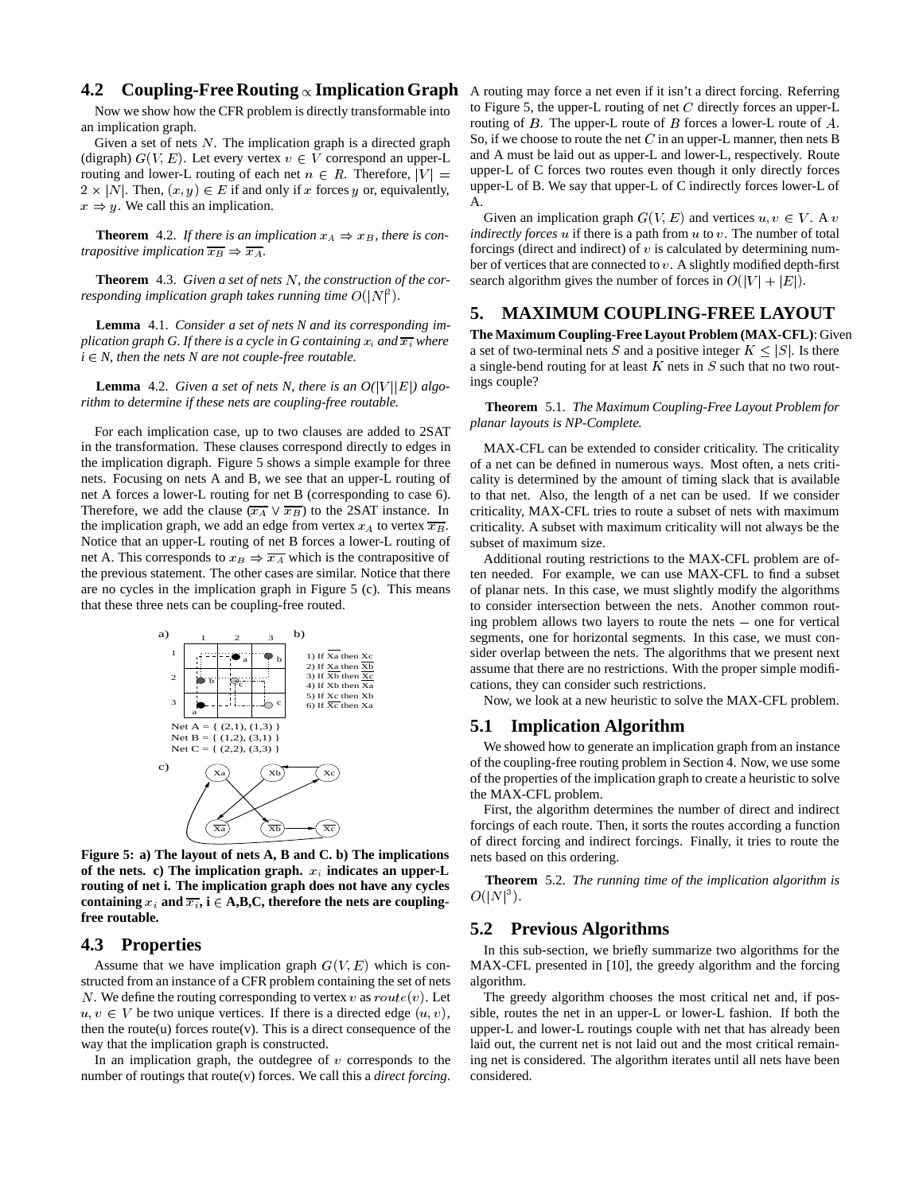### 4.2 Coupling-Free Routing $\propto$ Implication Graph

Now we show how the CFR problem is directly transformable into an implication graph.

Given a set of nets $N$. The implication graph is a directed graph (digraph) $G(V, E)$. Let every vertex $v \in V$ correspond an upper-L routing and lower-L routing of each net $n \in R$. Therefore, $|V| = 2 \times |N|$. Then, $(x, y) \in E$ if and only if $x$ forces $y$ or, equivalently, $x \Rightarrow y$. We call this an implication.

**Theorem** 4.2. *If there is an implication $x_A \Rightarrow x_B$, there is contrapositive implication $\overline{x_B} \Rightarrow \overline{x_A}$.*

**Theorem** 4.3. *Given a set of nets $N$, the construction of the corresponding implication graph takes running time $O(|N|^2)$.*

**Lemma** 4.1. *Consider a set of nets N and its corresponding implication graph G. If there is a cycle in G containing $x_i$ and $\overline{x_i}$ where $i \in N$, then the nets N are not couple-free routable.*

**Lemma** 4.2. *Given a set of nets N, there is an O(|V||E|) algorithm to determine if these nets are coupling-free routable.*

For each implication case, up to two clauses are added to 2SAT in the transformation. These clauses correspond directly to edges in the implication digraph. Figure 5 shows a simple example for three nets. Focusing on nets A and B, we see that an upper-L routing of net A forces a lower-L routing for net B (corresponding to case 6). Therefore, we add the clause $(\overline{x_A} \vee \overline{x_B})$ to the 2SAT instance. In the implication graph, we add an edge from vertex $x_A$ to vertex $\overline{x_B}$. Notice that an upper-L routing of net B forces a lower-L routing of net A. This corresponds to $x_B \Rightarrow \overline{x_A}$ which is the contrapositive of the previous statement. The other cases are similar. Notice that there are no cycles in the implication graph in Figure 5 (c). This means that these three nets can be coupling-free routed.

**Figure 5: a) The layout of nets A, B and C. b) The implications of the nets. c) The implication graph. $x_i$ indicates an upper-L routing of net i. The implication graph does not have any cycles containing $x_i$ and $\overline{x_i}$, i $\in$ A,B,C, therefore the nets are coupling-free routable.**

### 4.3 Properties

Assume that we have implication graph $G(V, E)$ which is constructed from an instance of a CFR problem containing the set of nets $N$. We define the routing corresponding to vertex $v$ as $route(v)$. Let $u, v \in V$ be two unique vertices. If there is a directed edge $(u, v)$, then the route(u) forces route(v). This is a direct consequence of the way that the implication graph is constructed.

In an implication graph, the outdegree of $v$ corresponds to the number of routings that route(v) forces. We call this a *direct forcing*. A routing may force a net even if it isn't a direct forcing. Referring to Figure 5, the upper-L routing of net $C$ directly forces an upper-L routing of $B$. The upper-L route of $B$ forces a lower-L route of $A$. So, if we choose to route the net $C$ in an upper-L manner, then nets B and A must be laid out as upper-L and lower-L, respectively. Route upper-L of C forces two routes even though it only directly forces upper-L of B. We say that upper-L of C indirectly forces lower-L of A.

Given an implication graph $G(V, E)$ and vertices $u, v \in V$. A $v$ *indirectly forces* $u$ if there is a path from $u$ to $v$. The number of total forcings (direct and indirect) of $v$ is calculated by determining number of vertices that are connected to $v$. A slightly modified depth-first search algorithm gives the number of forces in $O(|V| + |E|)$.

## 5. MAXIMUM COUPLING-FREE LAYOUT

**The Maximum Coupling-Free Layout Problem (MAX-CFL)**: Given a set of two-terminal nets $S$ and a positive integer $K \leq |S|$. Is there a single-bend routing for at least $K$ nets in $S$ such that no two routings couple?

**Theorem** 5.1. *The Maximum Coupling-Free Layout Problem for planar layouts is NP-Complete.*

MAX-CFL can be extended to consider criticality. The criticality of a net can be defined in numerous ways. Most often, a nets criticality is determined by the amount of timing slack that is available to that net. Also, the length of a net can be used. If we consider criticality, MAX-CFL tries to route a subset of nets with maximum criticality. A subset with maximum criticality will not always be the subset of maximum size.

Additional routing restrictions to the MAX-CFL problem are often needed. For example, we can use MAX-CFL to find a subset of planar nets. In this case, we must slightly modify the algorithms to consider intersection between the nets. Another common routing problem allows two layers to route the nets – one for vertical segments, one for horizontal segments. In this case, we must consider overlap between the nets. The algorithms that we present next assume that there are no restrictions. With the proper simple modifications, they can consider such restrictions.

Now, we look at a new heuristic to solve the MAX-CFL problem.

### 5.1 Implication Algorithm

We showed how to generate an implication graph from an instance of the coupling-free routing problem in Section 4. Now, we use some of the properties of the implication graph to create a heuristic to solve the MAX-CFL problem.

First, the algorithm determines the number of direct and indirect forcings of each route. Then, it sorts the routes according a function of direct forcing and indirect forcings. Finally, it tries to route the nets based on this ordering.

**Theorem** 5.2. *The running time of the implication algorithm is $O(|N|^3)$.*

### 5.2 Previous Algorithms

In this sub-section, we briefly summarize two algorithms for the MAX-CFL presented in [10], the greedy algorithm and the forcing algorithm.

The greedy algorithm chooses the most critical net and, if possible, routes the net in an upper-L or lower-L fashion. If both the upper-L and lower-L routings couple with net that has already been laid out, the current net is not laid out and the most critical remaining net is considered. The algorithm iterates until all nets have been considered.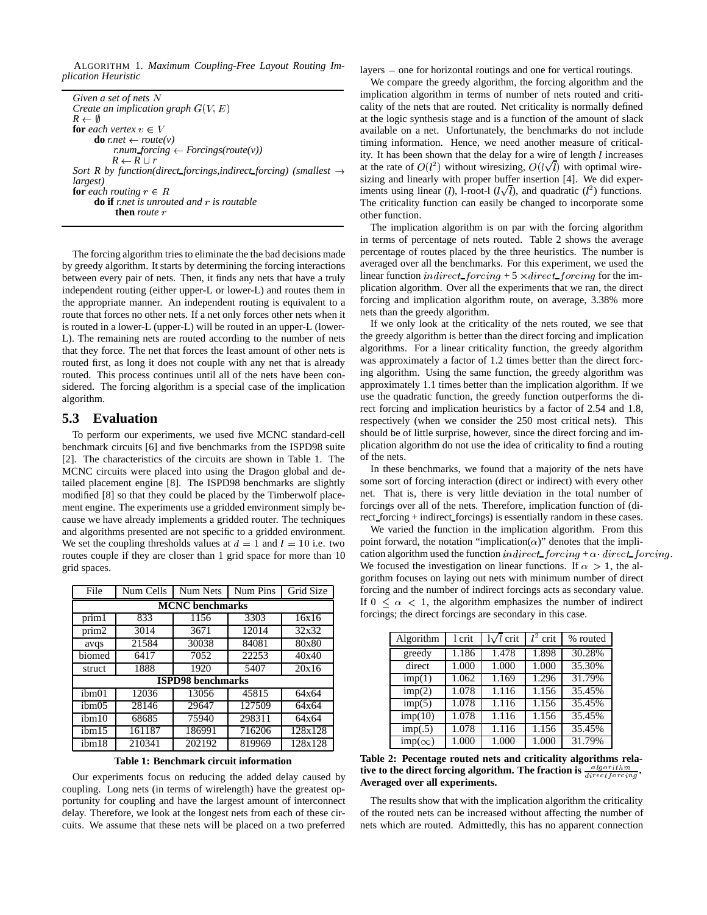ALGORITHM 1. *Maximum Coupling-Free Layout Routing Implication Heuristic*

```
Given a set of nets N
Create an implication graph G(V, E)
R ← ∅
for each vertex v ∈ V
    do r.net ← route(v)
       r.num_forcing ← Forcings(route(v))
       R ← R ∪ r
Sort R by function(direct_forcings,indirect_forcing) (smallest → largest)
for each routing r ∈ R
    do if r.net is unrouted and r is routable
       then route r
```

The forcing algorithm tries to eliminate the the bad decisions made by greedy algorithm. It starts by determining the forcing interactions between every pair of nets. Then, it finds any nets that have a truly independent routing (either upper-L or lower-L) and routes them in the appropriate manner. An independent routing is equivalent to a route that forces no other nets. If a net only forces other nets when it is routed in a lower-L (upper-L) will be routed in an upper-L (lower-L). The remaining nets are routed according to the number of nets that they force. The net that forces the least amount of other nets is routed first, as long it does not couple with any net that is already routed. This process continues until all of the nets have been considered. The forcing algorithm is a special case of the implication algorithm.

## 5.3 Evaluation

To perform our experiments, we used five MCNC standard-cell benchmark circuits [6] and five benchmarks from the ISPD98 suite [2]. The characteristics of the circuits are shown in Table 1. The MCNC circuits were placed into using the Dragon global and detailed placement engine [8]. The ISPD98 benchmarks are slightly modified [8] so that they could be placed by the Timberwolf placement engine. The experiments use a gridded environment simply because we have already implements a gridded router. The techniques and algorithms presented are not specific to a gridded environment. We set the coupling thresholds values at $d = 1$ and $l = 10$ i.e. two routes couple if they are closer than 1 grid space for more than 10 grid spaces.

| File | Num Cells | Num Nets | Num Pins | Grid Size |
|---|---|---|---|---|
| **MCNC benchmarks** | | | | |
| prim1 | 833 | 1156 | 3303 | 16x16 |
| prim2 | 3014 | 3671 | 12014 | 32x32 |
| avqs | 21584 | 30038 | 84081 | 80x80 |
| biomed | 6417 | 7052 | 22253 | 40x40 |
| struct | 1888 | 1920 | 5407 | 20x16 |
| **ISPD98 benchmarks** | | | | |
| ibm01 | 12036 | 13056 | 45815 | 64x64 |
| ibm05 | 28146 | 29647 | 127509 | 64x64 |
| ibm10 | 68685 | 75940 | 298311 | 64x64 |
| ibm15 | 161187 | 186991 | 716206 | 128x128 |
| ibm18 | 210341 | 202192 | 819969 | 128x128 |

**Table 1: Benchmark circuit information**

Our experiments focus on reducing the added delay caused by coupling. Long nets (in terms of wirelength) have the greatest opportunity for coupling and have the largest amount of interconnect delay. Therefore, we look at the longest nets from each of these circuits. We assume that these nets will be placed on a two preferred layers – one for horizontal routings and one for vertical routings.

We compare the greedy algorithm, the forcing algorithm and the implication algorithm in terms of number of nets routed and criticality of the nets that are routed. Net criticality is normally defined at the logic synthesis stage and is a function of the amount of slack available on a net. Unfortunately, the benchmarks do not include timing information. Hence, we need another measure of criticality. It has been shown that the delay for a wire of length $l$ increases at the rate of $O(l^2)$ without wiresizing, $O(l\sqrt{l})$ with optimal wiresizing and linearly with proper buffer insertion [4]. We did experiments using linear ($l$), l-root-l ($l\sqrt{l}$), and quadratic ($l^2$) functions. The criticality function can easily be changed to incorporate some other function.

The implication algorithm is on par with the forcing algorithm in terms of percentage of nets routed. Table 2 shows the average percentage of routes placed by the three heuristics. The number is averaged over all the benchmarks. For this experiment, we used the linear function $indirect\_forcing + 5 \times direct\_forcing$ for the implication algorithm. Over all the experiments that we ran, the direct forcing and implication algorithm route, on average, 3.38% more nets than the greedy algorithm.

If we only look at the criticality of the nets routed, we see that the greedy algorithm is better than the direct forcing and implication algorithms. For a linear criticality function, the greedy algorithm was approximately a factor of 1.2 times better than the direct forcing algorithm. Using the same function, the greedy algorithm was approximately 1.1 times better than the implication algorithm. If we use the quadratic function, the greedy function outperforms the direct forcing and implication heuristics by a factor of 2.54 and 1.8, respectively (when we consider the 250 most critical nets). This should be of little surprise, however, since the direct forcing and implication algorithm do not use the idea of criticality to find a routing of the nets.

In these benchmarks, we found that a majority of the nets have some sort of forcing interaction (direct or indirect) with every other net. That is, there is very little deviation in the total number of forcings over all of the nets. Therefore, implication function of (direct_forcing + indirect_forcings) is essentially random in these cases.

We varied the function in the implication algorithm. From this point forward, the notation "implication($\alpha$)" denotes that the implication algorithm used the function $indirect\_forcing + \alpha \cdot direct\_forcing$. We focused the investigation on linear functions. If $\alpha > 1$, the algorithm focuses on laying out nets with minimum number of direct forcing and the number of indirect forcings acts as secondary value. If $0 \leq \alpha < 1$, the algorithm emphasizes the number of indirect forcings; the direct forcings are secondary in this case.

| Algorithm | l crit | $l\sqrt{l}$ crit | $l^2$ crit | % routed |
|---|---|---|---|---|
| greedy | 1.186 | 1.478 | 1.898 | 30.28% |
| direct | 1.000 | 1.000 | 1.000 | 35.30% |
| imp(1) | 1.062 | 1.169 | 1.296 | 31.79% |
| imp(2) | 1.078 | 1.116 | 1.156 | 35.45% |
| imp(5) | 1.078 | 1.116 | 1.156 | 35.45% |
| imp(10) | 1.078 | 1.116 | 1.156 | 35.45% |
| imp(.5) | 1.078 | 1.116 | 1.156 | 35.45% |
| imp($\infty$) | 1.000 | 1.000 | 1.000 | 31.79% |

**Table 2: Pecentage routed nets and criticality algorithms relative to the direct forcing algorithm. The fraction is $\frac{algorithm}{directforcing}$. Averaged over all experiments.**

The results show that with the implication algorithm the criticality of the routed nets can be increased without affecting the number of nets which are routed. Admittedly, this has no apparent connection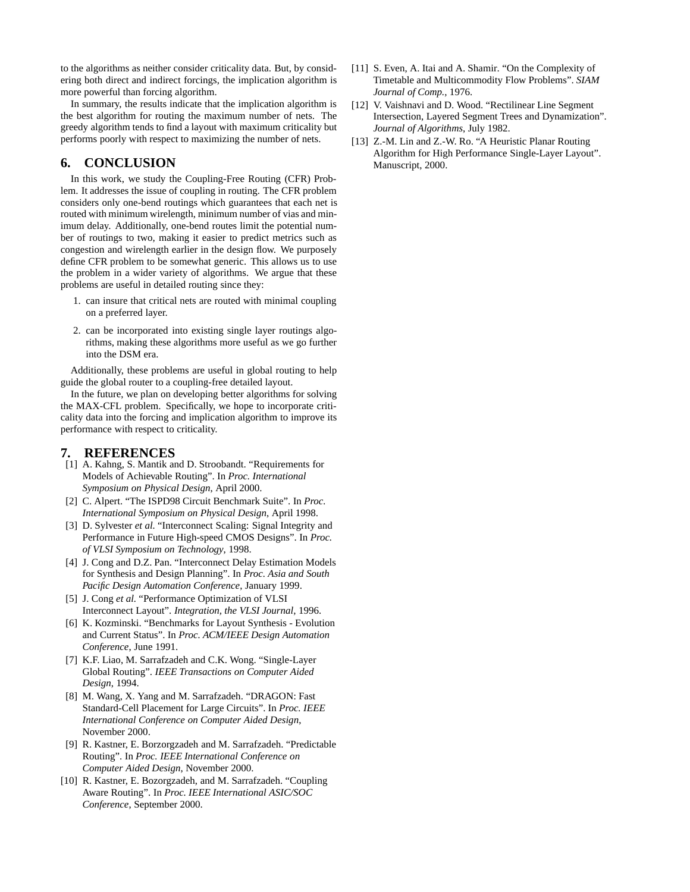to the algorithms as neither consider criticality data. But, by considering both direct and indirect forcings, the implication algorithm is more powerful than forcing algorithm.

In summary, the results indicate that the implication algorithm is the best algorithm for routing the maximum number of nets. The greedy algorithm tends to find a layout with maximum criticality but performs poorly with respect to maximizing the number of nets.

## 6. CONCLUSION

In this work, we study the Coupling-Free Routing (CFR) Problem. It addresses the issue of coupling in routing. The CFR problem considers only one-bend routings which guarantees that each net is routed with minimum wirelength, minimum number of vias and minimum delay. Additionally, one-bend routes limit the potential number of routings to two, making it easier to predict metrics such as congestion and wirelength earlier in the design flow. We purposely define CFR problem to be somewhat generic. This allows us to use the problem in a wider variety of algorithms. We argue that these problems are useful in detailed routing since they:

1. can insure that critical nets are routed with minimal coupling on a preferred layer.
2. can be incorporated into existing single layer routings algorithms, making these algorithms more useful as we go further into the DSM era.

Additionally, these problems are useful in global routing to help guide the global router to a coupling-free detailed layout.

In the future, we plan on developing better algorithms for solving the MAX-CFL problem. Specifically, we hope to incorporate criticality data into the forcing and implication algorithm to improve its performance with respect to criticality.

## 7. REFERENCES

[1] A. Kahng, S. Mantik and D. Stroobandt. "Requirements for Models of Achievable Routing". In *Proc. International Symposium on Physical Design*, April 2000.

[2] C. Alpert. "The ISPD98 Circuit Benchmark Suite". In *Proc. International Symposium on Physical Design*, April 1998.

[3] D. Sylvester *et al.* "Interconnect Scaling: Signal Integrity and Performance in Future High-speed CMOS Designs". In *Proc. of VLSI Symposium on Technology*, 1998.

[4] J. Cong and D.Z. Pan. "Interconnect Delay Estimation Models for Synthesis and Design Planning". In *Proc. Asia and South Pacific Design Automation Conference*, January 1999.

[5] J. Cong *et al.* "Performance Optimization of VLSI Interconnect Layout". *Integration, the VLSI Journal*, 1996.

[6] K. Kozminski. "Benchmarks for Layout Synthesis - Evolution and Current Status". In *Proc. ACM/IEEE Design Automation Conference*, June 1991.

[7] K.F. Liao, M. Sarrafzadeh and C.K. Wong. "Single-Layer Global Routing". *IEEE Transactions on Computer Aided Design*, 1994.

[8] M. Wang, X. Yang and M. Sarrafzadeh. "DRAGON: Fast Standard-Cell Placement for Large Circuits". In *Proc. IEEE International Conference on Computer Aided Design*, November 2000.

[9] R. Kastner, E. Borzorgzadeh and M. Sarrafzadeh. "Predictable Routing". In *Proc. IEEE International Conference on Computer Aided Design*, November 2000.

[10] R. Kastner, E. Bozorgzadeh, and M. Sarrafzadeh. "Coupling Aware Routing". In *Proc. IEEE International ASIC/SOC Conference*, September 2000.

[11] S. Even, A. Itai and A. Shamir. "On the Complexity of Timetable and Multicommodity Flow Problems". *SIAM Journal of Comp.*, 1976.

[12] V. Vaishnavi and D. Wood. "Rectilinear Line Segment Intersection, Layered Segment Trees and Dynamization". *Journal of Algorithms*, July 1982.

[13] Z.-M. Lin and Z.-W. Ro. "A Heuristic Planar Routing Algorithm for High Performance Single-Layer Layout". Manuscript, 2000.